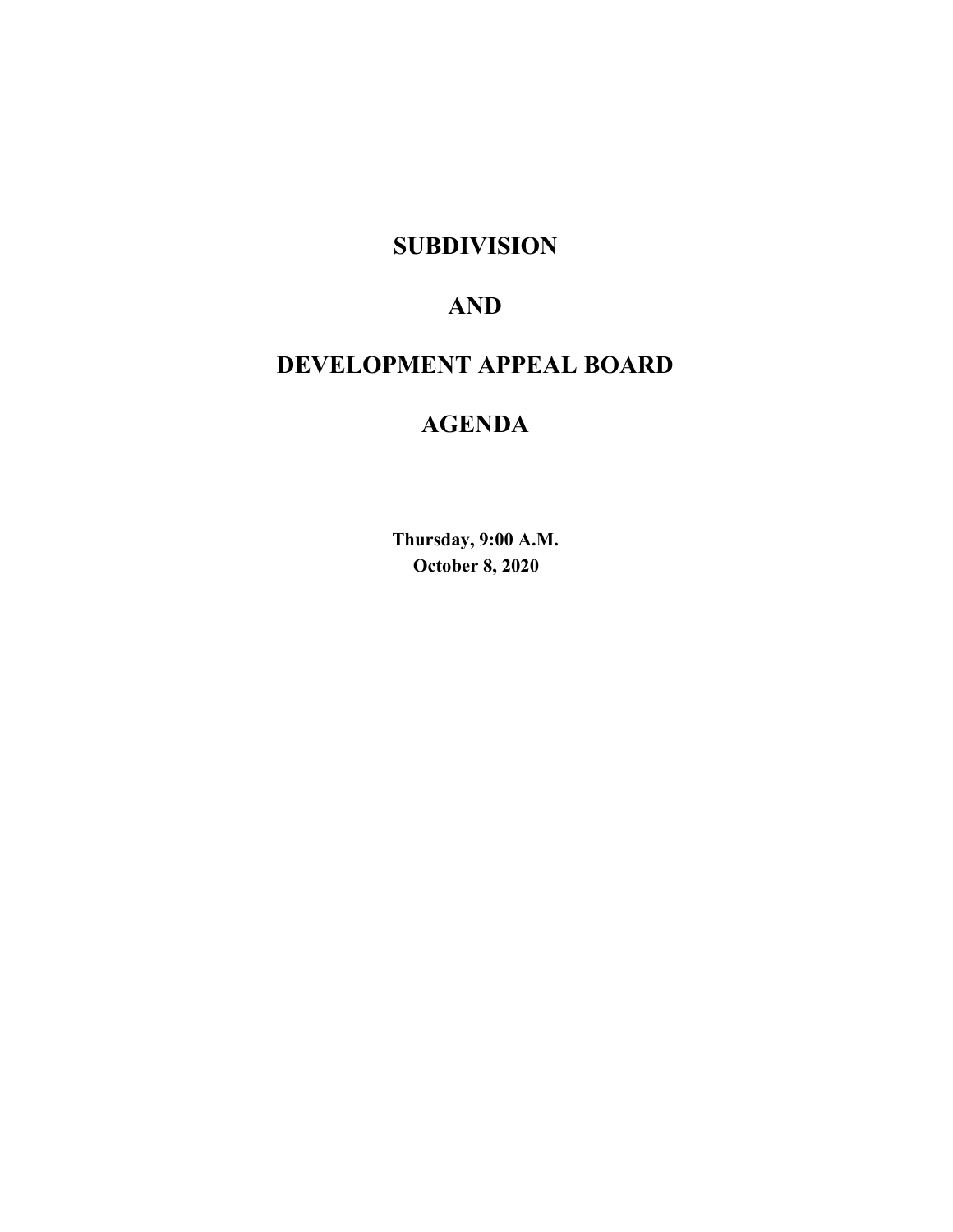# SUBDIVISION

# AND

# DEVELOPMENT APPEAL BOARD

# AGENDA

**Thursday, 9:00 A.M.**
**October 8, 2020**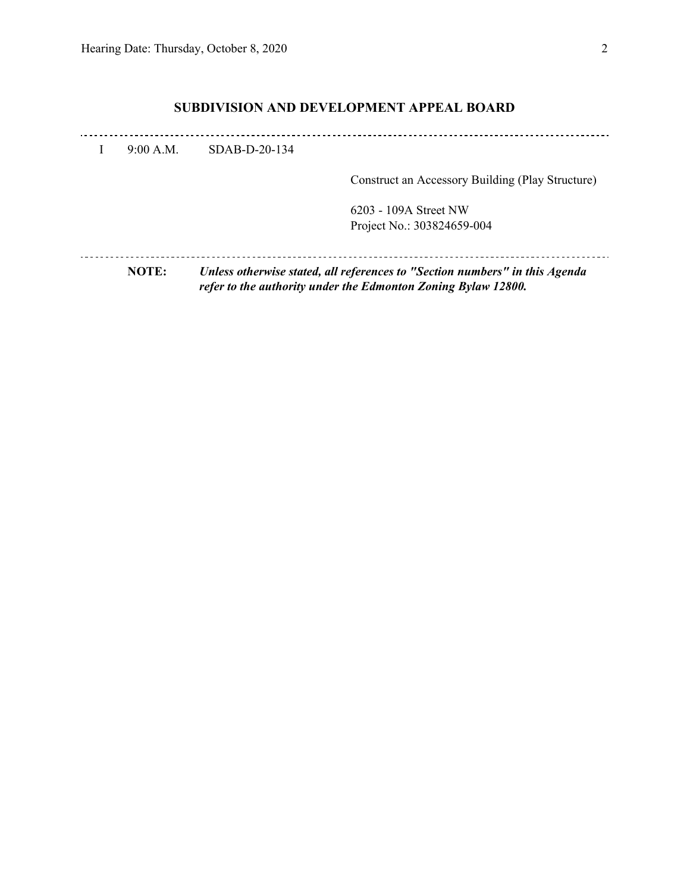## SUBDIVISION AND DEVELOPMENT APPEAL BOARD

---

I 9:00 A.M. SDAB-D-20-134

Construct an Accessory Building (Play Structure)

6203 - 109A Street NW
Project No.: 303824659-004

---

**NOTE:** ***Unless otherwise stated, all references to "Section numbers" in this Agenda refer to the authority under the Edmonton Zoning Bylaw 12800.***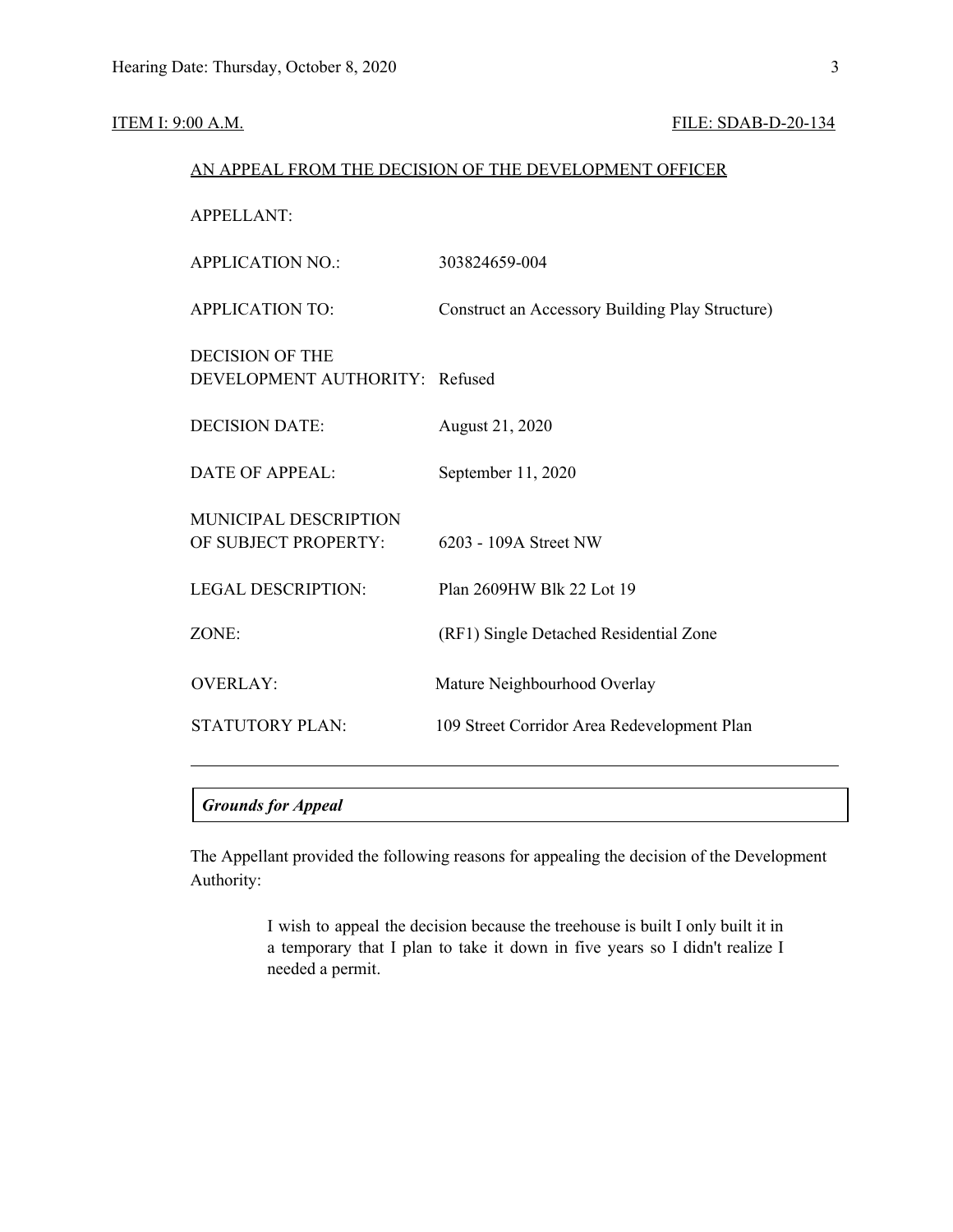ITEM I: 9:00 A.M. FILE: SDAB-D-20-134

AN APPEAL FROM THE DECISION OF THE DEVELOPMENT OFFICER

| | |
|---|---|
| APPELLANT: | |
| APPLICATION NO.: | 303824659-004 |
| APPLICATION TO: | Construct an Accessory Building Play Structure) |
| DECISION OF THE DEVELOPMENT AUTHORITY: | Refused |
| DECISION DATE: | August 21, 2020 |
| DATE OF APPEAL: | September 11, 2020 |
| MUNICIPAL DESCRIPTION OF SUBJECT PROPERTY: | 6203 - 109A Street NW |
| LEGAL DESCRIPTION: | Plan 2609HW Blk 22 Lot 19 |
| ZONE: | (RF1) Single Detached Residential Zone |
| OVERLAY: | Mature Neighbourhood Overlay |
| STATUTORY PLAN: | 109 Street Corridor Area Redevelopment Plan |

***Grounds for Appeal***

The Appellant provided the following reasons for appealing the decision of the Development Authority:

> I wish to appeal the decision because the treehouse is built I only built it in a temporary that I plan to take it down in five years so I didn't realize I needed a permit.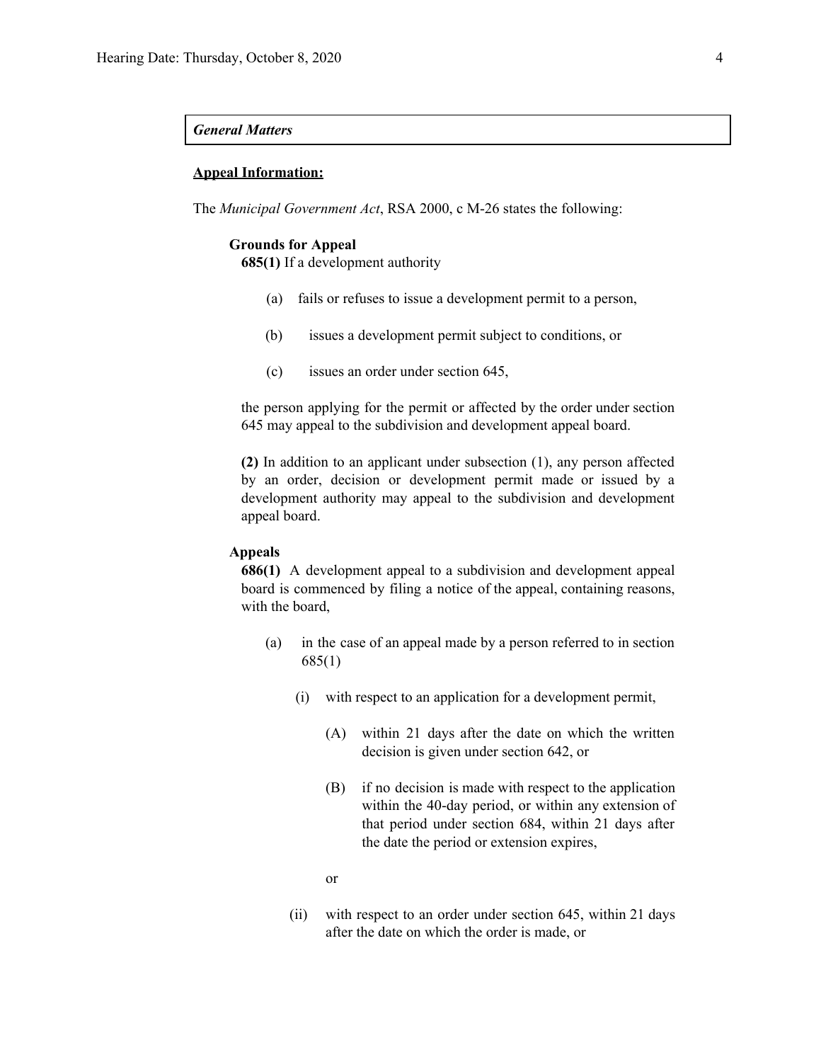***General Matters***

**Appeal Information:**

The *Municipal Government Act*, RSA 2000, c M-26 states the following:

**Grounds for Appeal**

**685(1)** If a development authority

(a) fails or refuses to issue a development permit to a person,

(b) issues a development permit subject to conditions, or

(c) issues an order under section 645,

the person applying for the permit or affected by the order under section 645 may appeal to the subdivision and development appeal board.

**(2)** In addition to an applicant under subsection (1), any person affected by an order, decision or development permit made or issued by a development authority may appeal to the subdivision and development appeal board.

**Appeals**

**686(1)** A development appeal to a subdivision and development appeal board is commenced by filing a notice of the appeal, containing reasons, with the board,

(a) in the case of an appeal made by a person referred to in section 685(1)

(i) with respect to an application for a development permit,

(A) within 21 days after the date on which the written decision is given under section 642, or

(B) if no decision is made with respect to the application within the 40-day period, or within any extension of that period under section 684, within 21 days after the date the period or extension expires,

or

(ii) with respect to an order under section 645, within 21 days after the date on which the order is made, or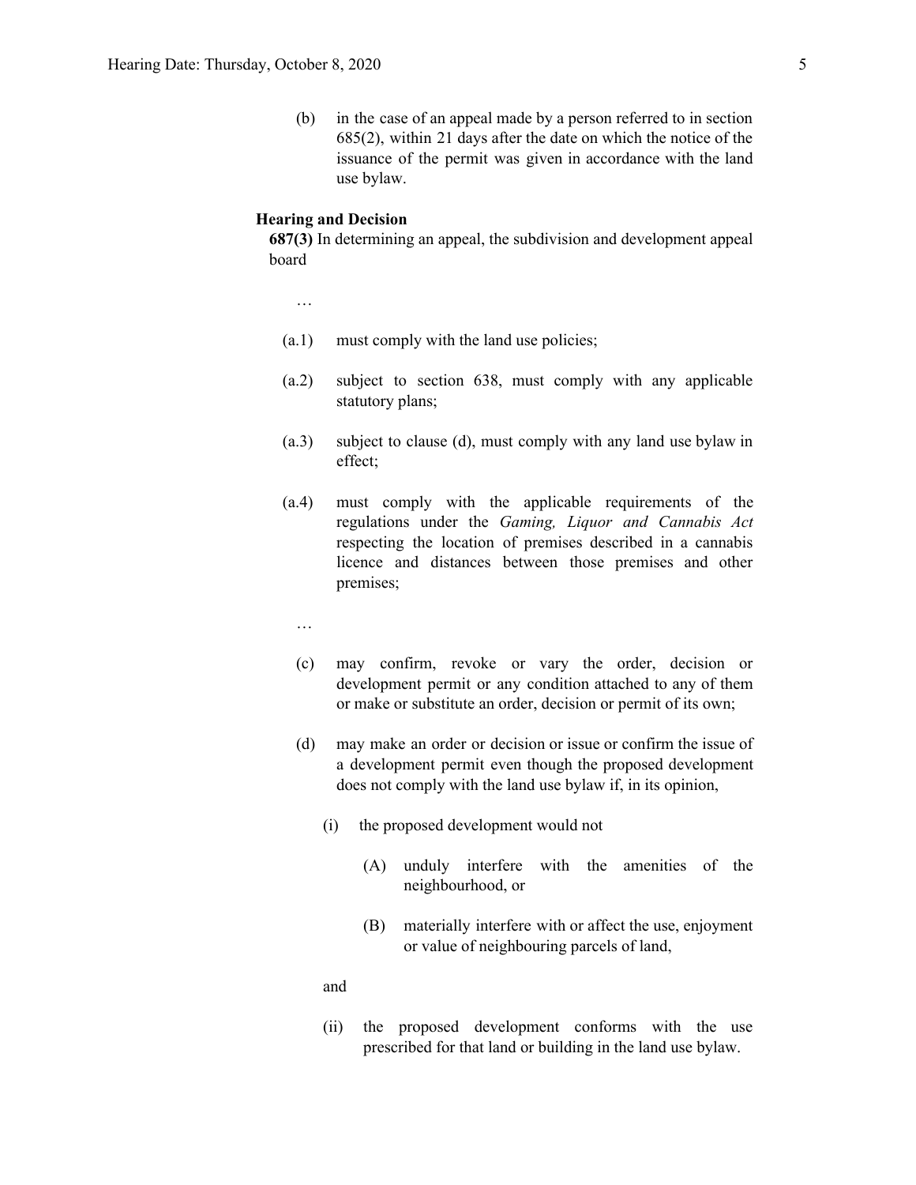(b) in the case of an appeal made by a person referred to in section 685(2), within 21 days after the date on which the notice of the issuance of the permit was given in accordance with the land use bylaw.

**Hearing and Decision**

**687(3)** In determining an appeal, the subdivision and development appeal board

…

(a.1) must comply with the land use policies;

(a.2) subject to section 638, must comply with any applicable statutory plans;

(a.3) subject to clause (d), must comply with any land use bylaw in effect;

(a.4) must comply with the applicable requirements of the regulations under the *Gaming, Liquor and Cannabis Act* respecting the location of premises described in a cannabis licence and distances between those premises and other premises;

…

(c) may confirm, revoke or vary the order, decision or development permit or any condition attached to any of them or make or substitute an order, decision or permit of its own;

(d) may make an order or decision or issue or confirm the issue of a development permit even though the proposed development does not comply with the land use bylaw if, in its opinion,

(i) the proposed development would not

(A) unduly interfere with the amenities of the neighbourhood, or

(B) materially interfere with or affect the use, enjoyment or value of neighbouring parcels of land,

and

(ii) the proposed development conforms with the use prescribed for that land or building in the land use bylaw.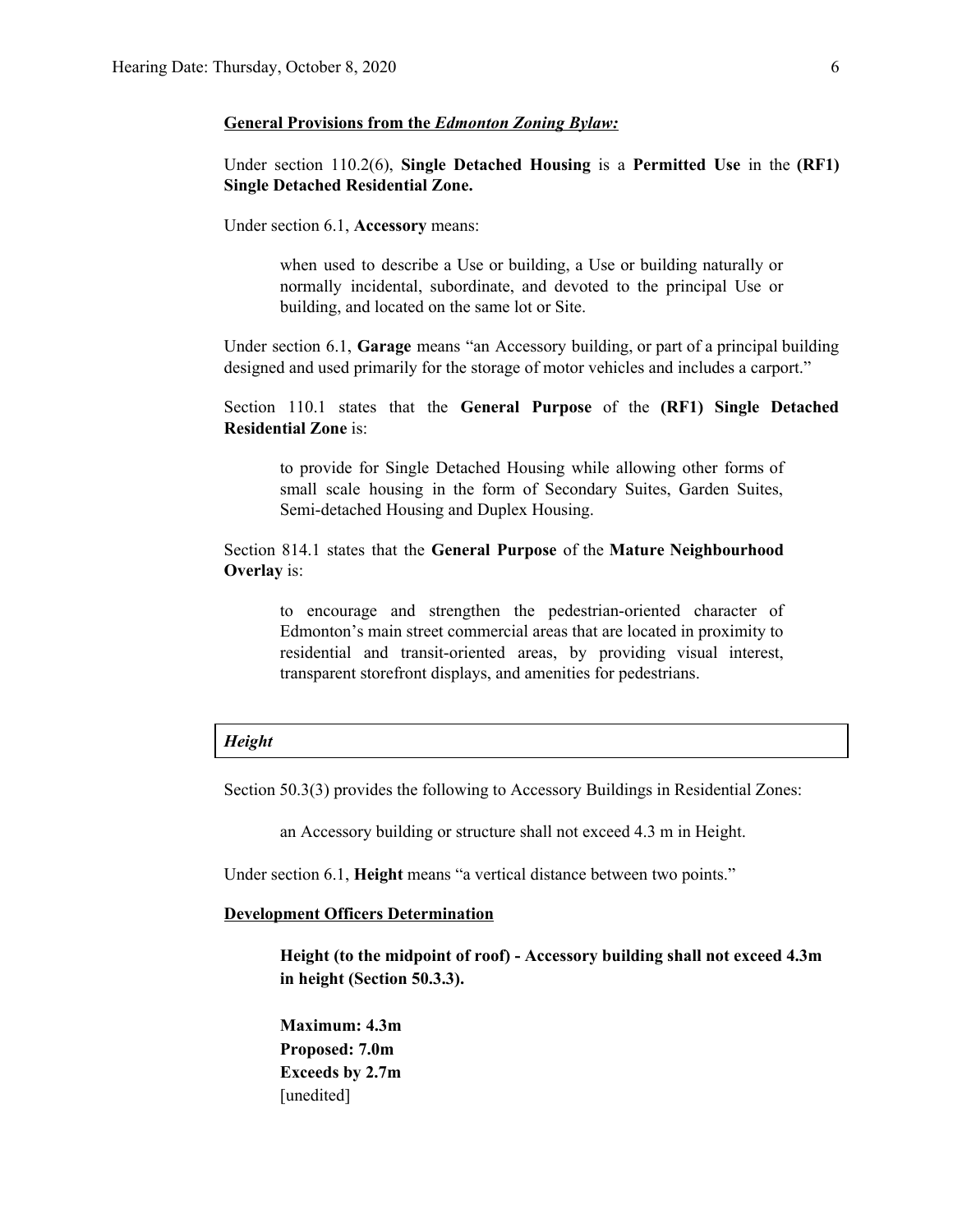**General Provisions from the *Edmonton Zoning Bylaw:***

Under section 110.2(6), **Single Detached Housing** is a **Permitted Use** in the **(RF1) Single Detached Residential Zone.**

Under section 6.1, **Accessory** means:

> when used to describe a Use or building, a Use or building naturally or normally incidental, subordinate, and devoted to the principal Use or building, and located on the same lot or Site.

Under section 6.1, **Garage** means "an Accessory building, or part of a principal building designed and used primarily for the storage of motor vehicles and includes a carport."

Section 110.1 states that the **General Purpose** of the **(RF1) Single Detached Residential Zone** is:

> to provide for Single Detached Housing while allowing other forms of small scale housing in the form of Secondary Suites, Garden Suites, Semi-detached Housing and Duplex Housing.

Section 814.1 states that the **General Purpose** of the **Mature Neighbourhood Overlay** is:

> to encourage and strengthen the pedestrian-oriented character of Edmonton's main street commercial areas that are located in proximity to residential and transit-oriented areas, by providing visual interest, transparent storefront displays, and amenities for pedestrians.

***Height***

Section 50.3(3) provides the following to Accessory Buildings in Residential Zones:

> an Accessory building or structure shall not exceed 4.3 m in Height.

Under section 6.1, **Height** means "a vertical distance between two points."

**Development Officers Determination**

> **Height (to the midpoint of roof) - Accessory building shall not exceed 4.3m in height (Section 50.3.3).**
>
> **Maximum: 4.3m**
> **Proposed: 7.0m**
> **Exceeds by 2.7m**
> [unedited]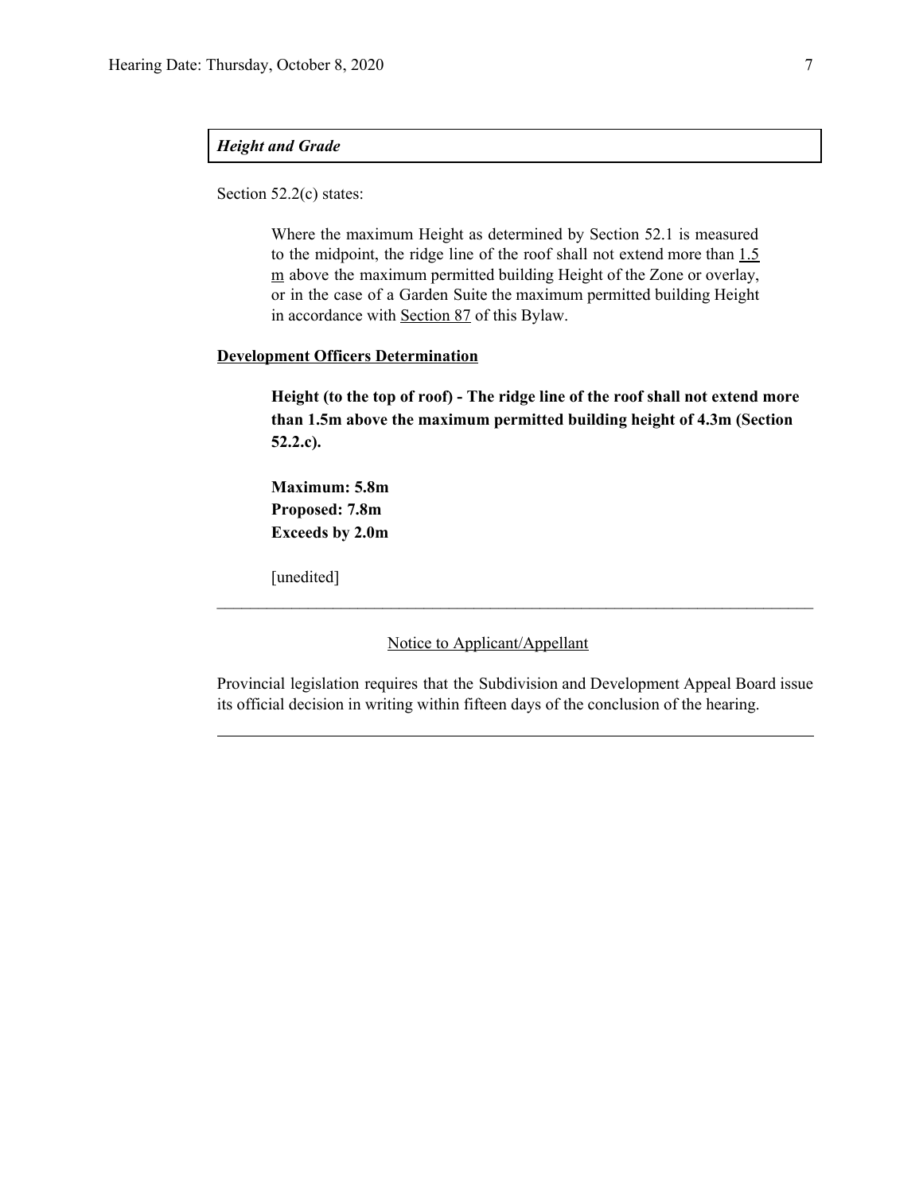***Height and Grade***

Section 52.2(c) states:

> Where the maximum Height as determined by Section 52.1 is measured to the midpoint, the ridge line of the roof shall not extend more than 1.5 m above the maximum permitted building Height of the Zone or overlay, or in the case of a Garden Suite the maximum permitted building Height in accordance with Section 87 of this Bylaw.

**Development Officers Determination**

> **Height (to the top of roof) - The ridge line of the roof shall not extend more than 1.5m above the maximum permitted building height of 4.3m (Section 52.2.c).**
>
> **Maximum: 5.8m**
> **Proposed: 7.8m**
> **Exceeds by 2.0m**
>
> [unedited]

---

Notice to Applicant/Appellant

Provincial legislation requires that the Subdivision and Development Appeal Board issue its official decision in writing within fifteen days of the conclusion of the hearing.

---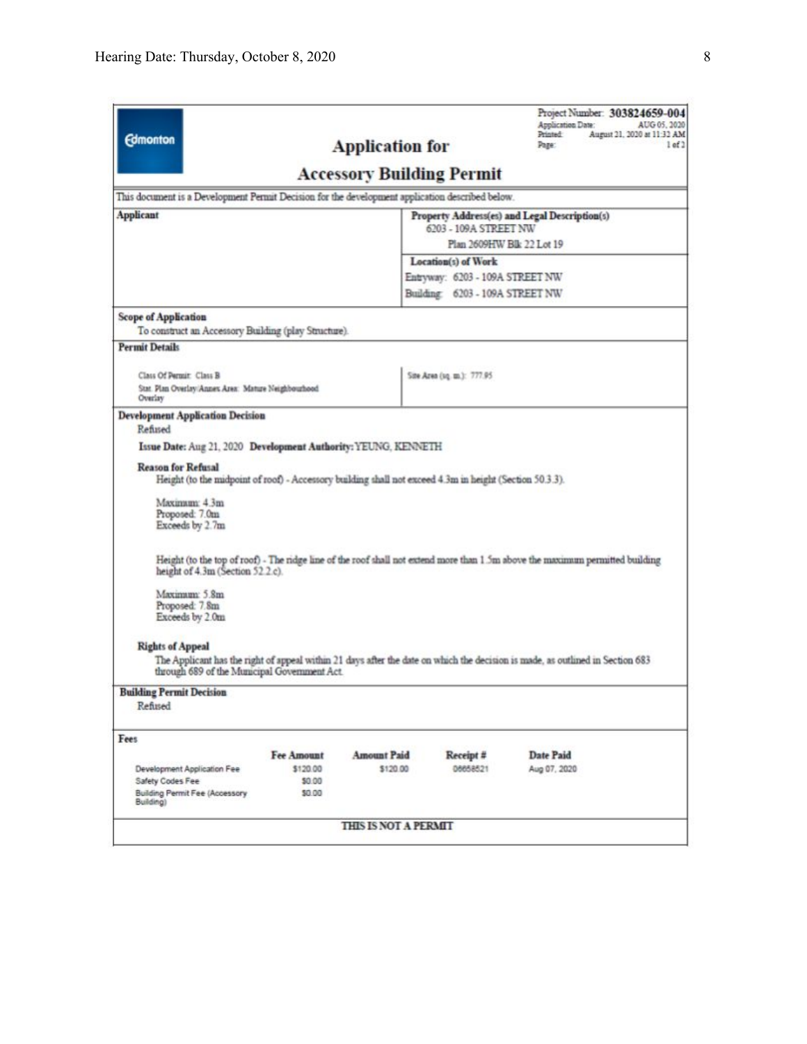Project Number: **303824659-004**
Application Date: AUG 05, 2020
Printed: August 21, 2020 at 11:32 AM
Page: 1 of 2

Edmonton

# Application for

# Accessory Building Permit

This document is a Development Permit Decision for the development application described below.

| **Applicant** | **Property Address(es) and Legal Description(s)** |
|---|---|
| | 6203 - 109A STREET NW<br>Plan 2609HW Blk 22 Lot 19 |
| | **Location(s) of Work**<br>Entryway: 6203 - 109A STREET NW<br>Building: 6203 - 109A STREET NW |

**Scope of Application**

To construct an Accessory Building (play Structure).

**Permit Details**

| | |
|---|---|
| Class Of Permit: Class B<br>Stat. Plan Overlay/Annex Area: Mature Neighbourhood Overlay | Site Area (sq. m.): 777.95 |

**Development Application Decision**

Refused

**Issue Date:** Aug 21, 2020 **Development Authority:** YEUNG, KENNETH

**Reason for Refusal**

Height (to the midpoint of roof) - Accessory building shall not exceed 4.3m in height (Section 50.3.3).

Maximum: 4.3m
Proposed: 7.0m
Exceeds by 2.7m

Height (to the top of roof) - The ridge line of the roof shall not extend more than 1.5m above the maximum permitted building height of 4.3m (Section 52.2.c).

Maximum: 5.8m
Proposed: 7.8m
Exceeds by 2.0m

**Rights of Appeal**

The Applicant has the right of appeal within 21 days after the date on which the decision is made, as outlined in Section 683 through 689 of the Municipal Government Act.

**Building Permit Decision**

Refused

**Fees**

| | Fee Amount | Amount Paid | Receipt # | Date Paid |
|---|---|---|---|---|
| Development Application Fee | $120.00 | $120.00 | 06658521 | Aug 07, 2020 |
| Safety Codes Fee | $0.00 | | | |
| Building Permit Fee (Accessory Building) | $0.00 | | | |

**THIS IS NOT A PERMIT**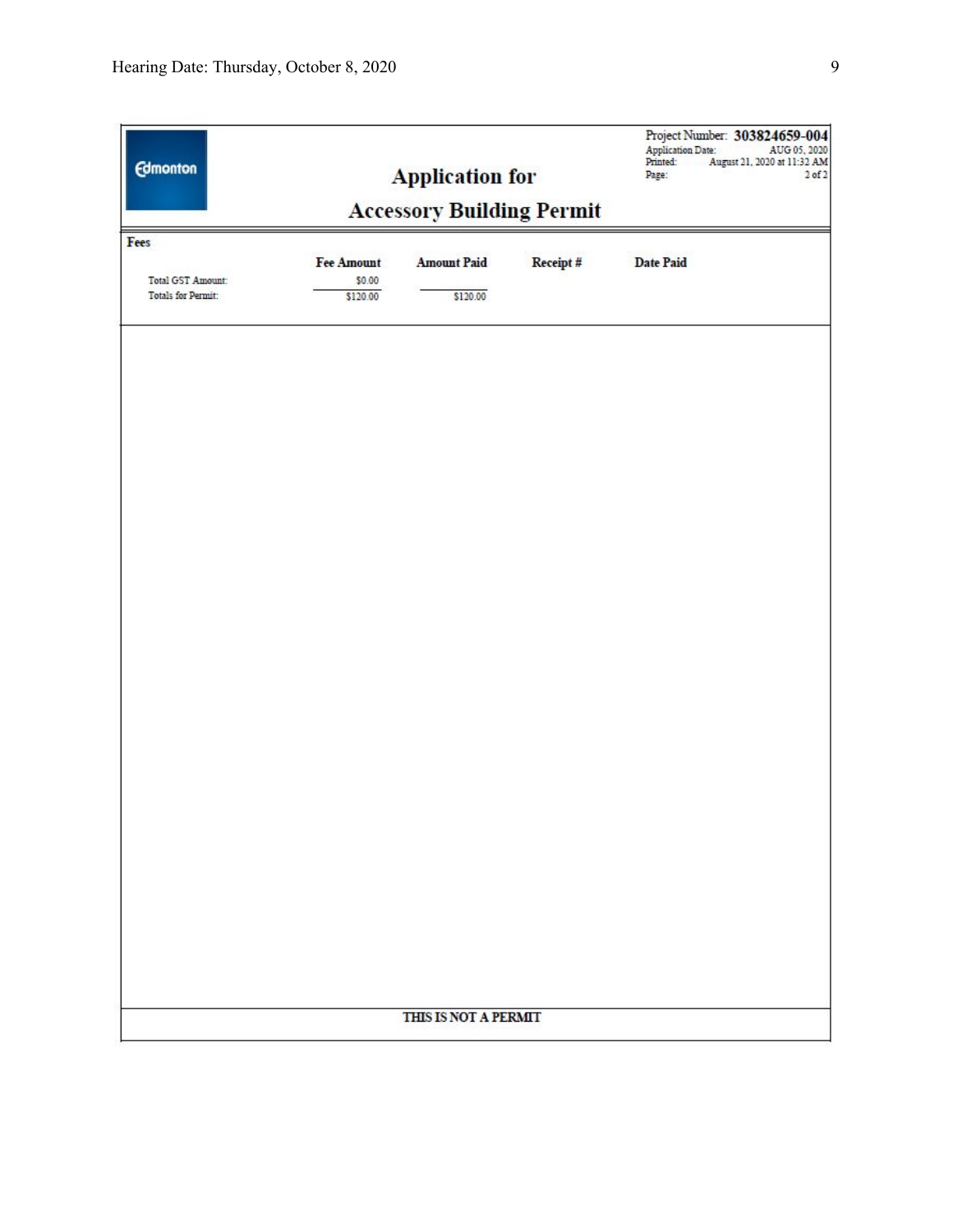Edmonton

# Application for Accessory Building Permit

Project Number: **303824659-004**
Application Date: AUG 05, 2020
Printed: August 21, 2020 at 11:32 AM
Page: 2 of 2

## Fees

| | Fee Amount | Amount Paid | Receipt # | Date Paid |
|---|---|---|---|---|
| Total GST Amount: | $0.00 | | | |
| Totals for Permit: | $120.00 | $120.00 | | |

**THIS IS NOT A PERMIT**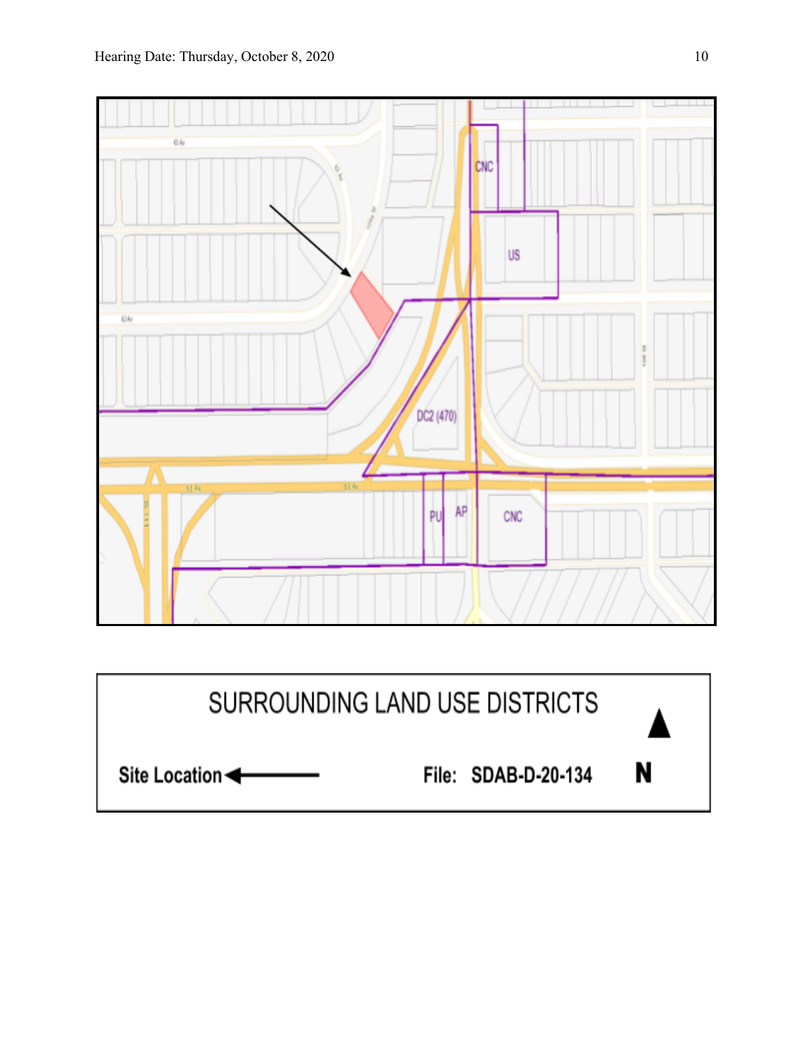CNC

US

DC2 (470)

PU

AP

CNC

SURROUNDING LAND USE DISTRICTS

Site Location

File: SDAB-D-20-134

N